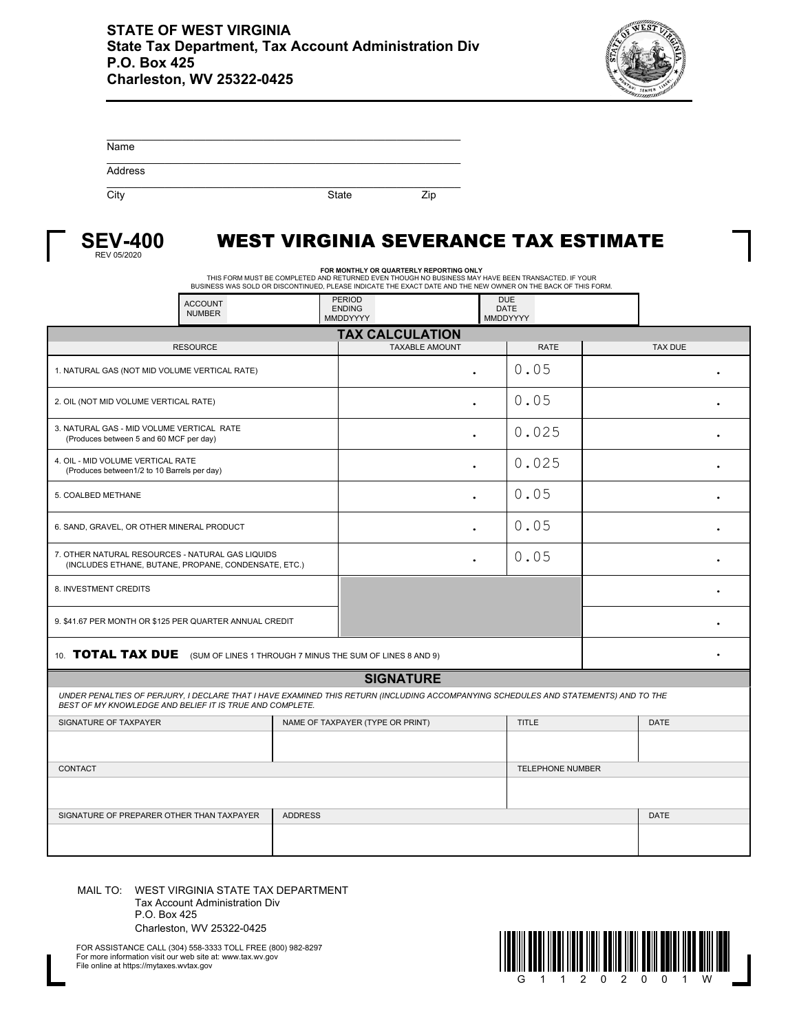**STATE OF WEST VIRGINIA**
**State Tax Department, Tax Account Administration Div**
**P.O. Box 425**
**Charleston, WV 25322-0425**

Name

Address

City State Zip

# SEV-400 WEST VIRGINIA SEVERANCE TAX ESTIMATE

REV 05/2020

**FOR MONTHLY OR QUARTERLY REPORTING ONLY**
THIS FORM MUST BE COMPLETED AND RETURNED EVEN THOUGH NO BUSINESS MAY HAVE BEEN TRANSACTED. IF YOUR BUSINESS WAS SOLD OR DISCONTINUED, PLEASE INDICATE THE EXACT DATE AND THE NEW OWNER ON THE BACK OF THIS FORM.

| ACCOUNT NUMBER | | PERIOD ENDING MMDDYYYY | | DUE DATE MMDDYYYY | |
|---|---|---|---|---|---|

## TAX CALCULATION

| RESOURCE | TAXABLE AMOUNT | RATE | TAX DUE |
|---|---|---|---|
| 1. NATURAL GAS (NOT MID VOLUME VERTICAL RATE) | . | 0.05 | . |
| 2. OIL (NOT MID VOLUME VERTICAL RATE) | . | 0.05 | . |
| 3. NATURAL GAS - MID VOLUME VERTICAL RATE (Produces between 5 and 60 MCF per day) | . | 0.025 | . |
| 4. OIL - MID VOLUME VERTICAL RATE (Produces between1/2 to 10 Barrels per day) | . | 0.025 | . |
| 5. COALBED METHANE | . | 0.05 | . |
| 6. SAND, GRAVEL, OR OTHER MINERAL PRODUCT | . | 0.05 | . |
| 7. OTHER NATURAL RESOURCES - NATURAL GAS LIQUIDS (INCLUDES ETHANE, BUTANE, PROPANE, CONDENSATE, ETC.) | . | 0.05 | . |
| 8. INVESTMENT CREDITS | | | . |
| 9. $41.67 PER MONTH OR $125 PER QUARTER ANNUAL CREDIT | | | . |
| 10. **TOTAL TAX DUE** (SUM OF LINES 1 THROUGH 7 MINUS THE SUM OF LINES 8 AND 9) | | | . |

## SIGNATURE

*UNDER PENALTIES OF PERJURY, I DECLARE THAT I HAVE EXAMINED THIS RETURN (INCLUDING ACCOMPANYING SCHEDULES AND STATEMENTS) AND TO THE BEST OF MY KNOWLEDGE AND BELIEF IT IS TRUE AND COMPLETE.*

| SIGNATURE OF TAXPAYER | NAME OF TAXPAYER (TYPE OR PRINT) | TITLE | DATE |
|---|---|---|---|
| | | | |

| CONTACT | TELEPHONE NUMBER |
|---|---|
| | |

| SIGNATURE OF PREPARER OTHER THAN TAXPAYER | ADDRESS | DATE |
|---|---|---|
| | | |

MAIL TO: WEST VIRGINIA STATE TAX DEPARTMENT
Tax Account Administration Div
P.O. Box 425
Charleston, WV 25322-0425

FOR ASSISTANCE CALL (304) 558-3333 TOLL FREE (800) 982-8297
For more information visit our web site at: www.tax.wv.gov
File online at https://mytaxes.wvtax.gov

G 1 1 2 0 2 0 0 1 W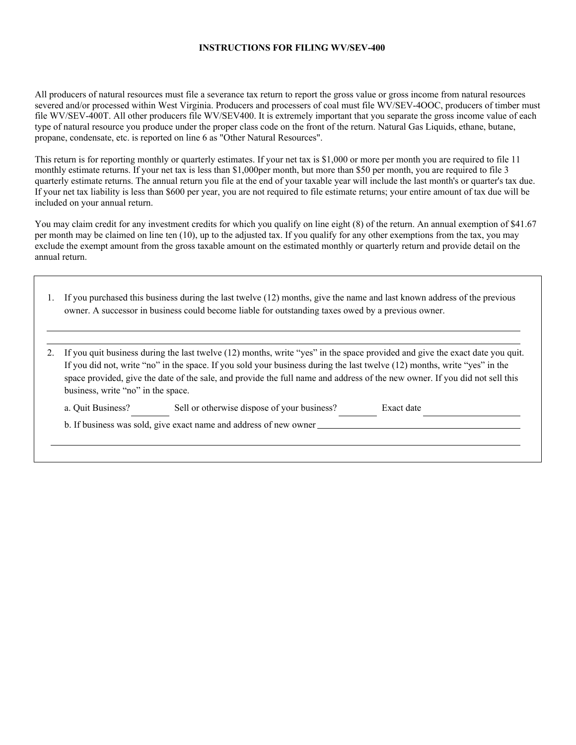**INSTRUCTIONS FOR FILING WV/SEV-400**

All producers of natural resources must file a severance tax return to report the gross value or gross income from natural resources severed and/or processed within West Virginia. Producers and processers of coal must file WV/SEV-4OOC, producers of timber must file WV/SEV-400T. All other producers file WV/SEV400. It is extremely important that you separate the gross income value of each type of natural resource you produce under the proper class code on the front of the return. Natural Gas Liquids, ethane, butane, propane, condensate, etc. is reported on line 6 as "Other Natural Resources".

This return is for reporting monthly or quarterly estimates. If your net tax is $1,000 or more per month you are required to file 11 monthly estimate returns. If your net tax is less than $1,000per month, but more than $50 per month, you are required to file 3 quarterly estimate returns. The annual return you file at the end of your taxable year will include the last month's or quarter's tax due. If your net tax liability is less than $600 per year, you are not required to file estimate returns; your entire amount of tax due will be included on your annual return.

You may claim credit for any investment credits for which you qualify on line eight (8) of the return. An annual exemption of $41.67 per month may be claimed on line ten (10), up to the adjusted tax. If you qualify for any other exemptions from the tax, you may exclude the exempt amount from the gross taxable amount on the estimated monthly or quarterly return and provide detail on the annual return.

1. If you purchased this business during the last twelve (12) months, give the name and last known address of the previous owner. A successor in business could become liable for outstanding taxes owed by a previous owner.

_______________________________________________

_______________________________________________

2. If you quit business during the last twelve (12) months, write "yes" in the space provided and give the exact date you quit. If you did not, write "no" in the space. If you sold your business during the last twelve (12) months, write "yes" in the space provided, give the date of the sale, and provide the full name and address of the new owner. If you did not sell this business, write "no" in the space.

   a. Quit Business? ________ Sell or otherwise dispose of your business? ________ Exact date ____________________

   b. If business was sold, give exact name and address of new owner ____________________________________

_______________________________________________